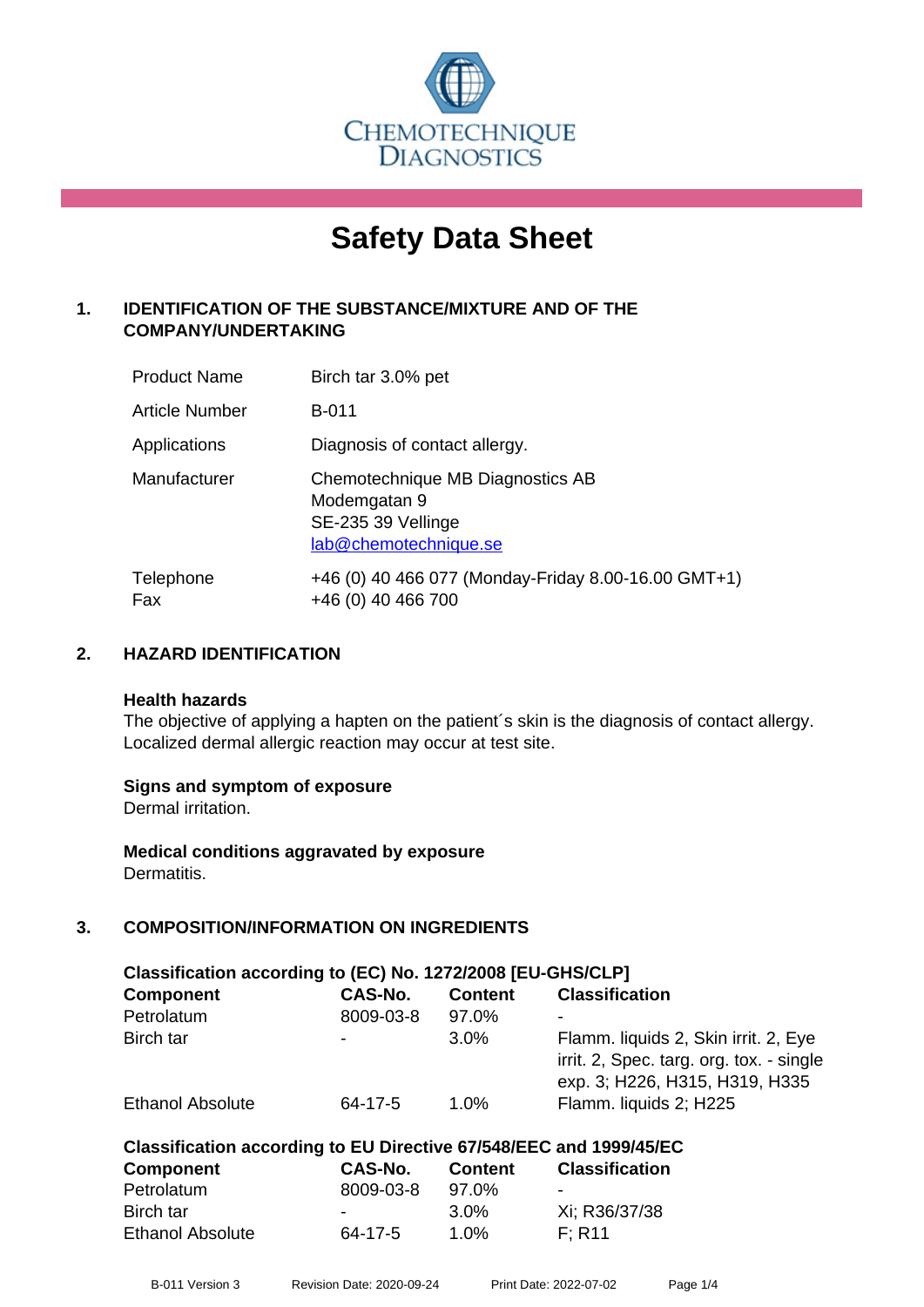CHEMOTECHNIQUE DIAGNOSTICS

# Safety Data Sheet

## 1. IDENTIFICATION OF THE SUBSTANCE/MIXTURE AND OF THE COMPANY/UNDERTAKING

| | |
|---|---|
| Product Name | Birch tar 3.0% pet |
| Article Number | B-011 |
| Applications | Diagnosis of contact allergy. |
| Manufacturer | Chemotechnique MB Diagnostics AB<br>Modemgatan 9<br>SE-235 39 Vellinge<br>lab@chemotechnique.se |
| Telephone<br>Fax | +46 (0) 40 466 077 (Monday-Friday 8.00-16.00 GMT+1)<br>+46 (0) 40 466 700 |

## 2. HAZARD IDENTIFICATION

**Health hazards**
The objective of applying a hapten on the patient´s skin is the diagnosis of contact allergy. Localized dermal allergic reaction may occur at test site.

**Signs and symptom of exposure**
Dermal irritation.

**Medical conditions aggravated by exposure**
Dermatitis.

## 3. COMPOSITION/INFORMATION ON INGREDIENTS

**Classification according to (EC) No. 1272/2008 [EU-GHS/CLP]**

| Component | CAS-No. | Content | Classification |
|---|---|---|---|
| Petrolatum | 8009-03-8 | 97.0% | - |
| Birch tar | - | 3.0% | Flamm. liquids 2, Skin irrit. 2, Eye irrit. 2, Spec. targ. org. tox. - single exp. 3; H226, H315, H319, H335 |
| Ethanol Absolute | 64-17-5 | 1.0% | Flamm. liquids 2; H225 |

**Classification according to EU Directive 67/548/EEC and 1999/45/EC**

| Component | CAS-No. | Content | Classification |
|---|---|---|---|
| Petrolatum | 8009-03-8 | 97.0% | - |
| Birch tar | - | 3.0% | Xi; R36/37/38 |
| Ethanol Absolute | 64-17-5 | 1.0% | F; R11 |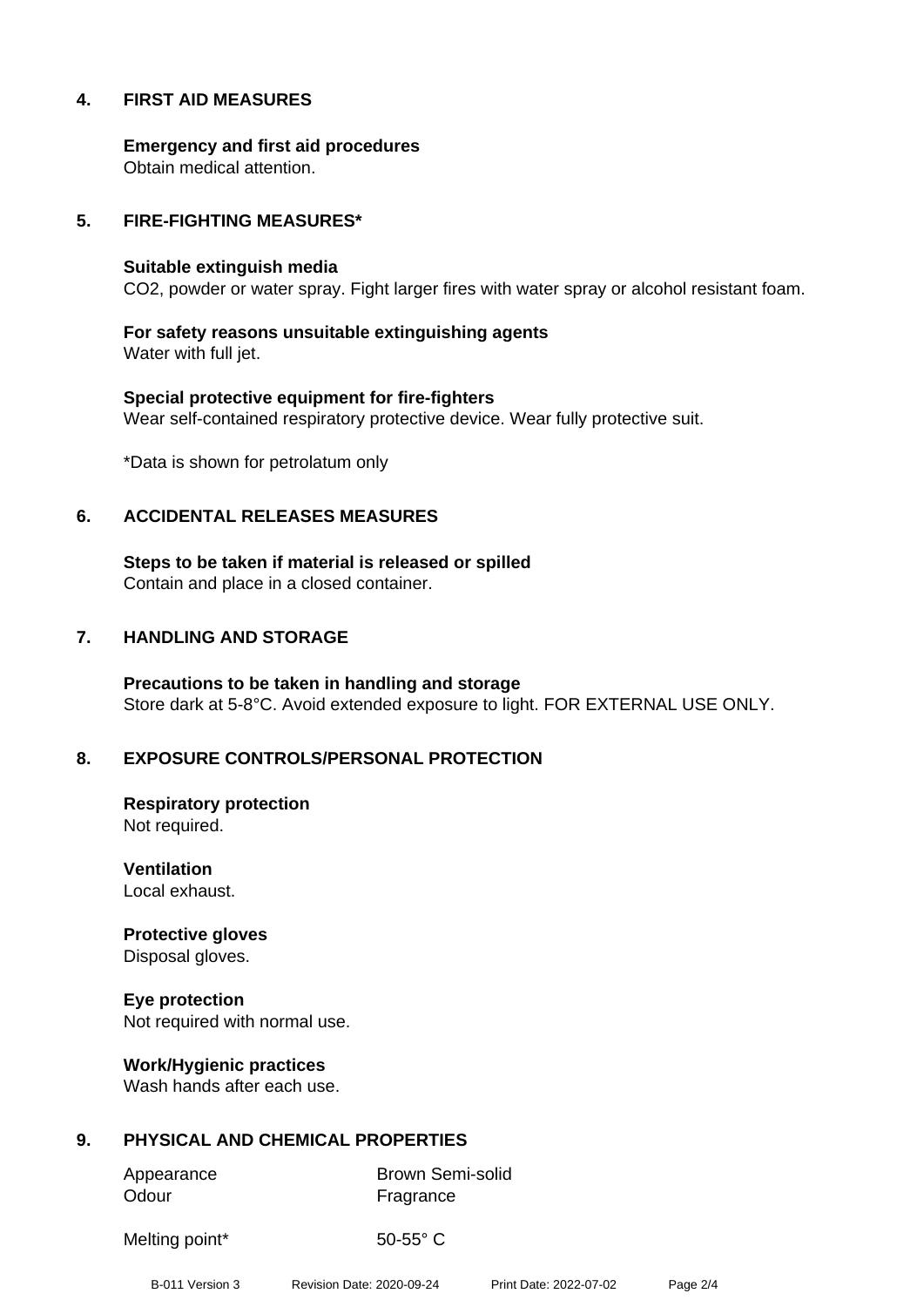## 4. FIRST AID MEASURES

**Emergency and first aid procedures**
Obtain medical attention.

## 5. FIRE-FIGHTING MEASURES*

**Suitable extinguish media**
$CO_2$, powder or water spray. Fight larger fires with water spray or alcohol resistant foam.

**For safety reasons unsuitable extinguishing agents**
Water with full jet.

**Special protective equipment for fire-fighters**
Wear self-contained respiratory protective device. Wear fully protective suit.

*Data is shown for petrolatum only

## 6. ACCIDENTAL RELEASES MEASURES

**Steps to be taken if material is released or spilled**
Contain and place in a closed container.

## 7. HANDLING AND STORAGE

**Precautions to be taken in handling and storage**
Store dark at 5-8°C. Avoid extended exposure to light. FOR EXTERNAL USE ONLY.

## 8. EXPOSURE CONTROLS/PERSONAL PROTECTION

**Respiratory protection**
Not required.

**Ventilation**
Local exhaust.

**Protective gloves**
Disposal gloves.

**Eye protection**
Not required with normal use.

**Work/Hygienic practices**
Wash hands after each use.

## 9. PHYSICAL AND CHEMICAL PROPERTIES

| | |
|---|---|
| Appearance | Brown Semi-solid |
| Odour | Fragrance |
| Melting point* | 50-55° C |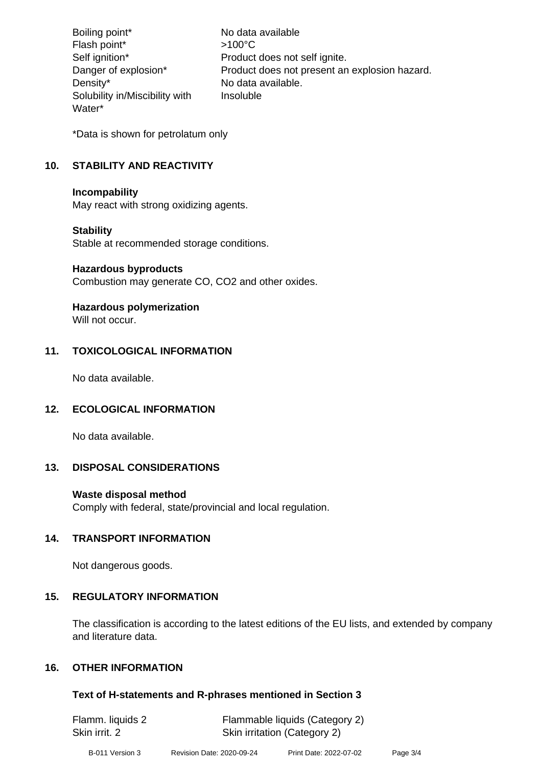| | |
|---|---|
| Boiling point* | No data available |
| Flash point* | >100°C |
| Self ignition* | Product does not self ignite. |
| Danger of explosion* | Product does not present an explosion hazard. |
| Density* | No data available. |
| Solubility in/Miscibility with Water* | Insoluble |

*Data is shown for petrolatum only

## 10. STABILITY AND REACTIVITY

**Incompability**
May react with strong oxidizing agents.

**Stability**
Stable at recommended storage conditions.

**Hazardous byproducts**
Combustion may generate CO, $CO_2$ and other oxides.

**Hazardous polymerization**
Will not occur.

## 11. TOXICOLOGICAL INFORMATION

No data available.

## 12. ECOLOGICAL INFORMATION

No data available.

## 13. DISPOSAL CONSIDERATIONS

**Waste disposal method**
Comply with federal, state/provincial and local regulation.

## 14. TRANSPORT INFORMATION

Not dangerous goods.

## 15. REGULATORY INFORMATION

The classification is according to the latest editions of the EU lists, and extended by company and literature data.

## 16. OTHER INFORMATION

**Text of H-statements and R-phrases mentioned in Section 3**

| | |
|---|---|
| Flamm. liquids 2 | Flammable liquids (Category 2) |
| Skin irrit. 2 | Skin irritation (Category 2) |

B-011 Version 3 Revision Date: 2020-09-24 Print Date: 2022-07-02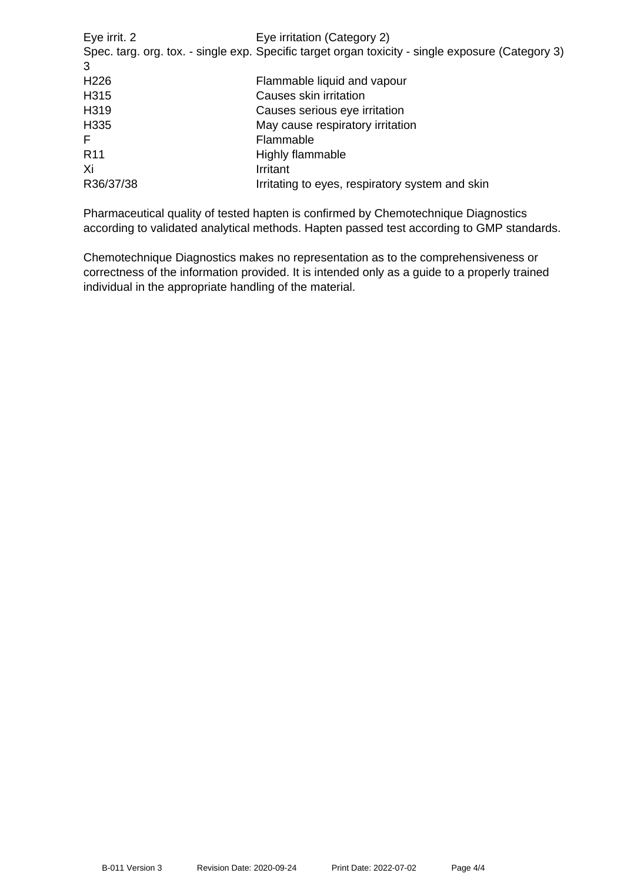| | |
|---|---|
| Eye irrit. 2 | Eye irritation (Category 2) |
| Spec. targ. org. tox. - single exp. 3 | Specific target organ toxicity - single exposure (Category 3) |
| H226 | Flammable liquid and vapour |
| H315 | Causes skin irritation |
| H319 | Causes serious eye irritation |
| H335 | May cause respiratory irritation |
| F | Flammable |
| R11 | Highly flammable |
| Xi | Irritant |
| R36/37/38 | Irritating to eyes, respiratory system and skin |

Pharmaceutical quality of tested hapten is confirmed by Chemotechnique Diagnostics according to validated analytical methods. Hapten passed test according to GMP standards.

Chemotechnique Diagnostics makes no representation as to the comprehensiveness or correctness of the information provided. It is intended only as a guide to a properly trained individual in the appropriate handling of the material.